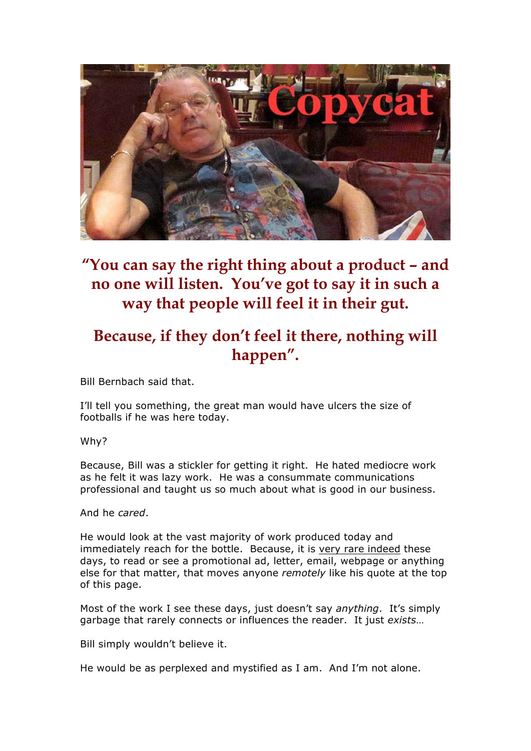# "You can say the right thing about a product – and no one will listen. You've got to say it in such a way that people will feel it in their gut.

# Because, if they don't feel it there, nothing will happen".

Bill Bernbach said that.

I'll tell you something, the great man would have ulcers the size of footballs if he was here today.

Why?

Because, Bill was a stickler for getting it right. He hated mediocre work as he felt it was lazy work. He was a consummate communications professional and taught us so much about what is good in our business.

And he *cared*.

He would look at the vast majority of work produced today and immediately reach for the bottle. Because, it is very rare indeed these days, to read or see a promotional ad, letter, email, webpage or anything else for that matter, that moves anyone *remotely* like his quote at the top of this page.

Most of the work I see these days, just doesn't say *anything*. It's simply garbage that rarely connects or influences the reader. It just *exists*…

Bill simply wouldn't believe it.

He would be as perplexed and mystified as I am. And I'm not alone.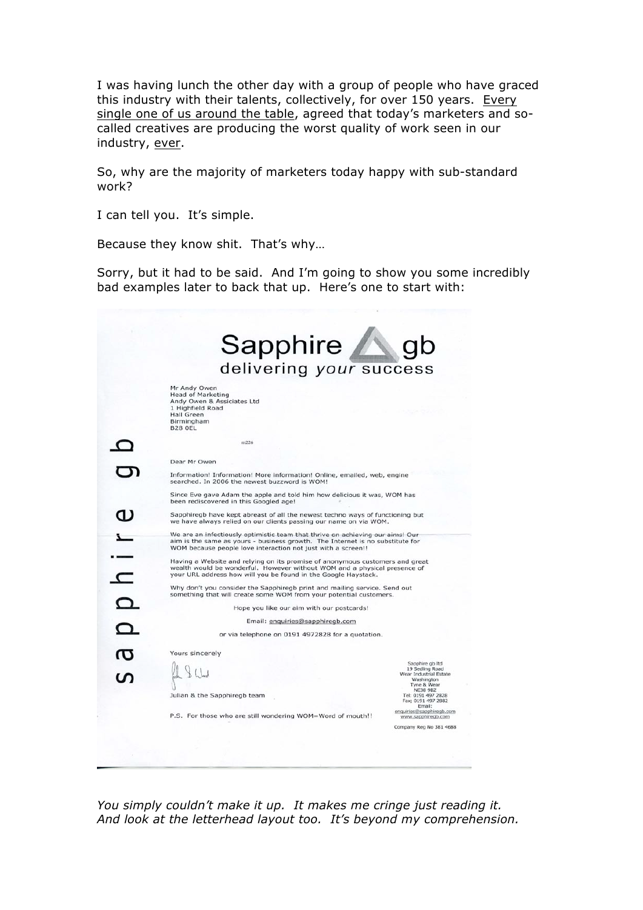I was having lunch the other day with a group of people who have graced this industry with their talents, collectively, for over 150 years. Every single one of us around the table, agreed that today's marketers and so-called creatives are producing the worst quality of work seen in our industry, ever.

So, why are the majority of marketers today happy with sub-standard work?

I can tell you. It's simple.

Because they know shit. That's why…

Sorry, but it had to be said. And I'm going to show you some incredibly bad examples later to back that up. Here's one to start with:

Sapphire gb
delivering *your* success

sapphire gb

Mr Andy Owen
Head of Marketing
Andy Owen & Assiciates Ltd
1 Highfield Road
Hall Green
Birmingham
B28 0EL

m226

Dear Mr Owen

Information! Information! More information! Online, emailed, web, engine searched. In 2006 the newest buzzword is WOM!

Since Eve gave Adam the apple and told him how delicious it was, WOM has been rediscovered in this Googled age!

Sapphiregb have kept abreast of all the newest techno ways of functioning but we have always relied on our clients passing our name on via WOM.

We are an infectiously optimistic team that thrive on achieving our aims! Our aim is the same as yours - business growth. The Internet is no substitute for WOM because people love interaction not just with a screen!!

Having a Website and relying on its promise of anonymous customers and great wealth would be wonderful. However without WOM and a physicel presence of your URL address how will you be found in the Google Haystack.

Why don't you consider the Sapphiregb print and mailing service. Send out something that will create some WOM from your potential customers.

Hope you like our aim with our postcards!

Email: enquiries@sapphiregb.com

or via telephone on 0191 4972828 for a quotation.

Yours sincerely

Julian & the Sapphiregb team

P.S. For those who are still wondering WOM=Word of mouth!!

Sapphire gb ltd
19 Sedling Road
Wear Industrial Estate
Washington
Tyne & Wear
NE38 9BZ
Tel: 0191 497 2828
Fax: 0191 497 2882
Email:
enquiries@sapphiregb.com
www.sapphiregb.com

Company Reg No 381 4688

*You simply couldn't make it up. It makes me cringe just reading it. And look at the letterhead layout too. It's beyond my comprehension.*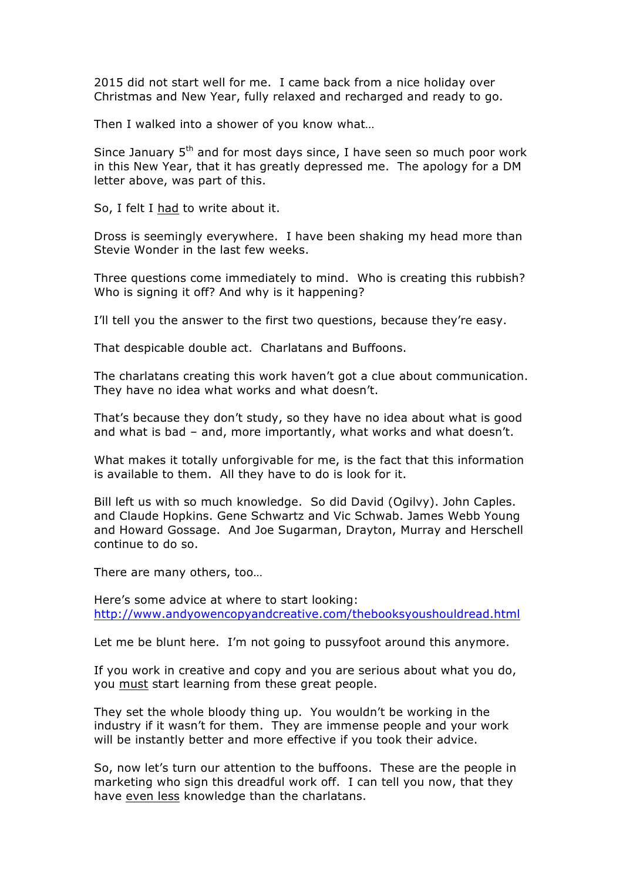2015 did not start well for me. I came back from a nice holiday over Christmas and New Year, fully relaxed and recharged and ready to go.

Then I walked into a shower of you know what…

Since January 5th and for most days since, I have seen so much poor work in this New Year, that it has greatly depressed me. The apology for a DM letter above, was part of this.

So, I felt I <u>had</u> to write about it.

Dross is seemingly everywhere. I have been shaking my head more than Stevie Wonder in the last few weeks.

Three questions come immediately to mind. Who is creating this rubbish? Who is signing it off? And why is it happening?

I'll tell you the answer to the first two questions, because they're easy.

That despicable double act. Charlatans and Buffoons.

The charlatans creating this work haven't got a clue about communication. They have no idea what works and what doesn't.

That's because they don't study, so they have no idea about what is good and what is bad – and, more importantly, what works and what doesn't.

What makes it totally unforgivable for me, is the fact that this information is available to them. All they have to do is look for it.

Bill left us with so much knowledge. So did David (Ogilvy). John Caples. and Claude Hopkins. Gene Schwartz and Vic Schwab. James Webb Young and Howard Gossage. And Joe Sugarman, Drayton, Murray and Herschell continue to do so.

There are many others, too…

Here's some advice at where to start looking:
http://www.andyowencopyandcreative.com/thebooksyoushouldread.html

Let me be blunt here. I'm not going to pussyfoot around this anymore.

If you work in creative and copy and you are serious about what you do, you <u>must</u> start learning from these great people.

They set the whole bloody thing up. You wouldn't be working in the industry if it wasn't for them. They are immense people and your work will be instantly better and more effective if you took their advice.

So, now let's turn our attention to the buffoons. These are the people in marketing who sign this dreadful work off. I can tell you now, that they have <u>even less</u> knowledge than the charlatans.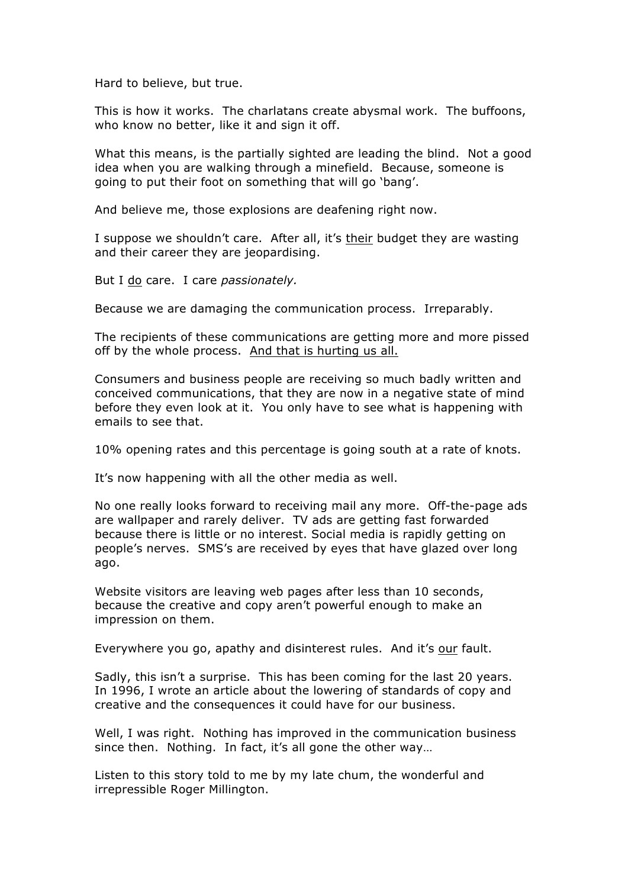Hard to believe, but true.

This is how it works. The charlatans create abysmal work. The buffoons, who know no better, like it and sign it off.

What this means, is the partially sighted are leading the blind. Not a good idea when you are walking through a minefield. Because, someone is going to put their foot on something that will go 'bang'.

And believe me, those explosions are deafening right now.

I suppose we shouldn't care. After all, it's <u>their</u> budget they are wasting and their career they are jeopardising.

But I <u>do</u> care. I care *passionately.*

Because we are damaging the communication process. Irreparably.

The recipients of these communications are getting more and more pissed off by the whole process. <u>And that is hurting us all.</u>

Consumers and business people are receiving so much badly written and conceived communications, that they are now in a negative state of mind before they even look at it. You only have to see what is happening with emails to see that.

10% opening rates and this percentage is going south at a rate of knots.

It's now happening with all the other media as well.

No one really looks forward to receiving mail any more. Off-the-page ads are wallpaper and rarely deliver. TV ads are getting fast forwarded because there is little or no interest. Social media is rapidly getting on people's nerves. SMS's are received by eyes that have glazed over long ago.

Website visitors are leaving web pages after less than 10 seconds, because the creative and copy aren't powerful enough to make an impression on them.

Everywhere you go, apathy and disinterest rules. And it's <u>our</u> fault.

Sadly, this isn't a surprise. This has been coming for the last 20 years. In 1996, I wrote an article about the lowering of standards of copy and creative and the consequences it could have for our business.

Well, I was right. Nothing has improved in the communication business since then. Nothing. In fact, it's all gone the other way…

Listen to this story told to me by my late chum, the wonderful and irrepressible Roger Millington.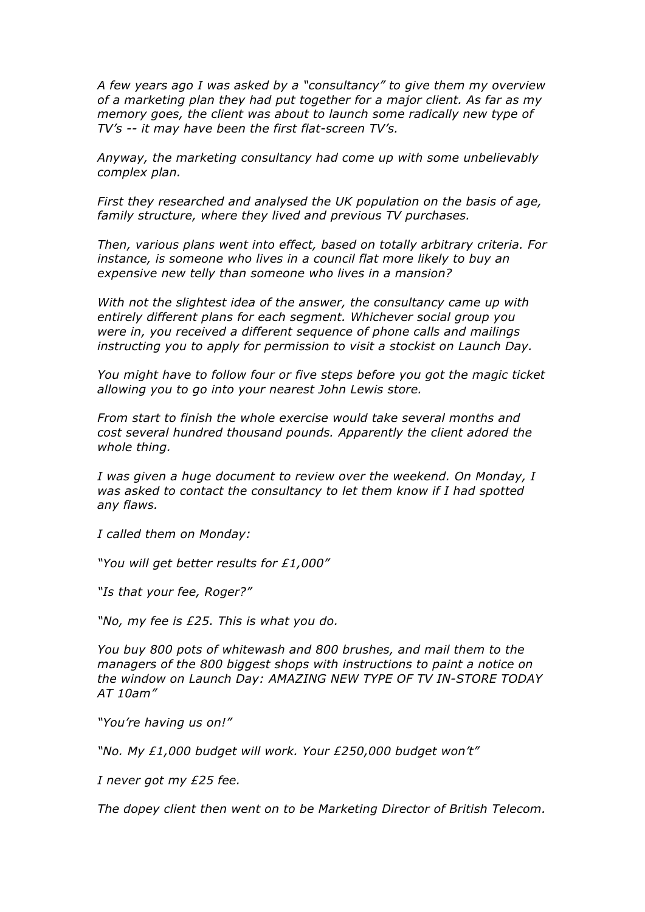*A few years ago I was asked by a "consultancy" to give them my overview of a marketing plan they had put together for a major client. As far as my memory goes, the client was about to launch some radically new type of TV's -- it may have been the first flat-screen TV's.*

*Anyway, the marketing consultancy had come up with some unbelievably complex plan.*

*First they researched and analysed the UK population on the basis of age, family structure, where they lived and previous TV purchases.*

*Then, various plans went into effect, based on totally arbitrary criteria. For instance, is someone who lives in a council flat more likely to buy an expensive new telly than someone who lives in a mansion?*

*With not the slightest idea of the answer, the consultancy came up with entirely different plans for each segment. Whichever social group you were in, you received a different sequence of phone calls and mailings instructing you to apply for permission to visit a stockist on Launch Day.*

*You might have to follow four or five steps before you got the magic ticket allowing you to go into your nearest John Lewis store.*

*From start to finish the whole exercise would take several months and cost several hundred thousand pounds. Apparently the client adored the whole thing.*

*I was given a huge document to review over the weekend. On Monday, I was asked to contact the consultancy to let them know if I had spotted any flaws.*

*I called them on Monday:*

*"You will get better results for £1,000"*

*"Is that your fee, Roger?"*

*"No, my fee is £25. This is what you do.*

*You buy 800 pots of whitewash and 800 brushes, and mail them to the managers of the 800 biggest shops with instructions to paint a notice on the window on Launch Day: AMAZING NEW TYPE OF TV IN-STORE TODAY AT 10am"*

*"You're having us on!"*

*"No. My £1,000 budget will work. Your £250,000 budget won't"*

*I never got my £25 fee.*

*The dopey client then went on to be Marketing Director of British Telecom.*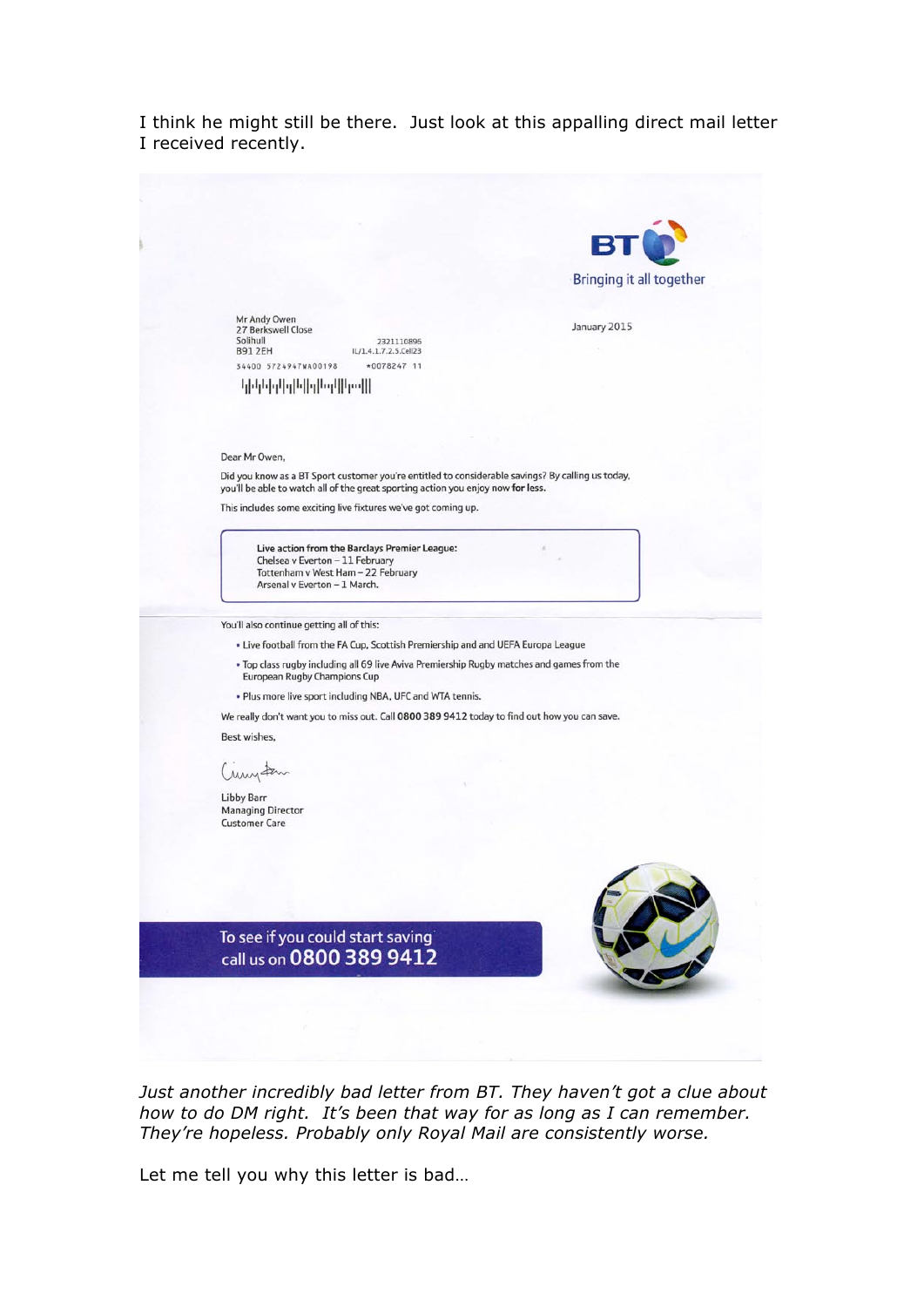I think he might still be there. Just look at this appalling direct mail letter I received recently.

BT

Bringing it all together

Mr Andy Owen
27 Berkswell Close
Solihull
B91 2EH

2321110895
IL/1.4.1.7.2.5.Cell23

34400 5724947WA00198 *0078247 11

January 2015

Dear Mr Owen,

Did you know as a BT Sport customer you're entitled to considerable savings? By calling us today, you'll be able to watch all of the great sporting action you enjoy now **for less.**

This includes some exciting live fixtures we've got coming up.

> **Live action from the Barclays Premier League:**
> Chelsea v Everton – 11 February
> Tottenham v West Ham – 22 February
> Arsenal v Everton – 1 March.

You'll also continue getting all of this:

- Live football from the FA Cup, Scottish Premiership and and UEFA Europa League
- Top class rugby including all 69 live Aviva Premiership Rugby matches and games from the European Rugby Champions Cup
- Plus more live sport including NBA, UFC and WTA tennis.

We really don't want you to miss out. Call **0800 389 9412** today to find out how you can save.

Best wishes,

Libby Barr
Managing Director
Customer Care

To see if you could start saving
call us on **0800 389 9412**

*Just another incredibly bad letter from BT. They haven't got a clue about how to do DM right. It's been that way for as long as I can remember. They're hopeless. Probably only Royal Mail are consistently worse.*

Let me tell you why this letter is bad…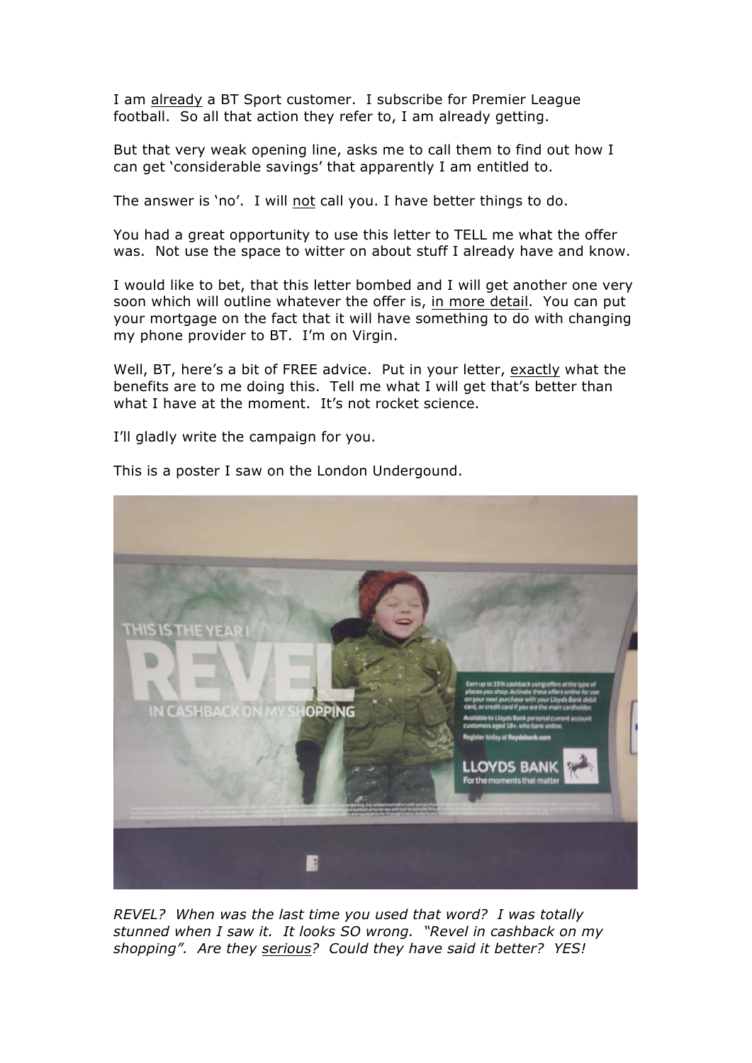I am <u>already</u> a BT Sport customer. I subscribe for Premier League football. So all that action they refer to, I am already getting.

But that very weak opening line, asks me to call them to find out how I can get 'considerable savings' that apparently I am entitled to.

The answer is 'no'. I will <u>not</u> call you. I have better things to do.

You had a great opportunity to use this letter to TELL me what the offer was. Not use the space to witter on about stuff I already have and know.

I would like to bet, that this letter bombed and I will get another one very soon which will outline whatever the offer is, <u>in more detail</u>. You can put your mortgage on the fact that it will have something to do with changing my phone provider to BT. I'm on Virgin.

Well, BT, here's a bit of FREE advice. Put in your letter, <u>exactly</u> what the benefits are to me doing this. Tell me what I will get that's better than what I have at the moment. It's not rocket science.

I'll gladly write the campaign for you.

This is a poster I saw on the London Undergound.

*REVEL? When was the last time you used that word? I was totally stunned when I saw it. It looks SO wrong. "Revel in cashback on my shopping". Are they <u>serious</u>? Could they have said it better? YES!*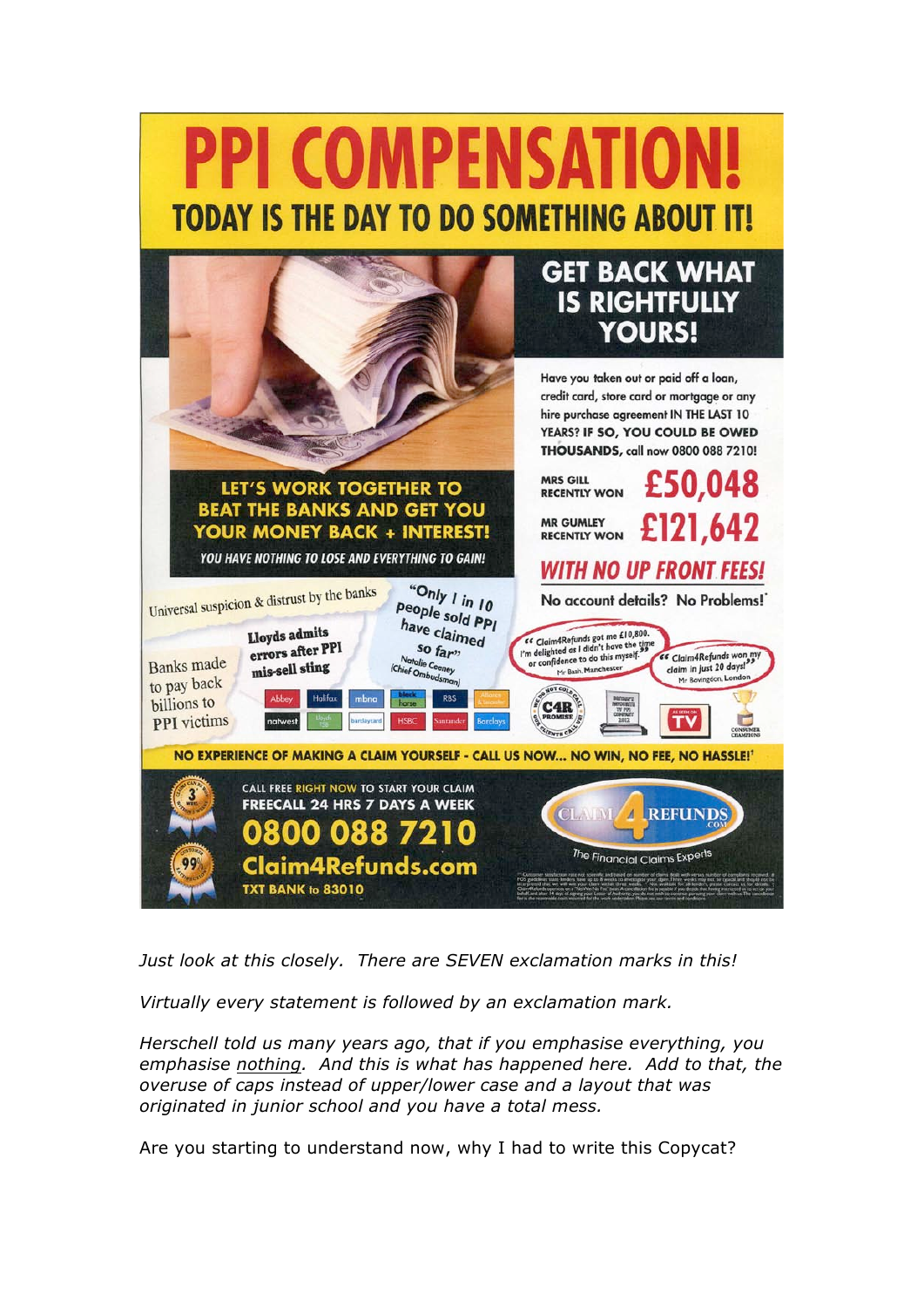# PPI COMPENSATION!

## TODAY IS THE DAY TO DO SOMETHING ABOUT IT!

## GET BACK WHAT IS RIGHTFULLY YOURS!

Have you taken out or paid off a loan, credit card, store card or mortgage or any hire purchase agreement IN THE LAST 10 YEARS? IF SO, YOU COULD BE OWED THOUSANDS, call now 0800 088 7210!

MRS GILL RECENTLY WON **£50,048**

MR GUMLEY RECENTLY WON **£121,642**

**WITH NO UP FRONT FEES!**

No account details? No Problems!*

**LET'S WORK TOGETHER TO BEAT THE BANKS AND GET YOU YOUR MONEY BACK + INTEREST!**

*YOU HAVE NOTHING TO LOSE AND EVERYTHING TO GAIN!*

Universal suspicion & distrust by the banks

Lloyds admits errors after PPI mis-sell sting

"Only 1 in 10 people sold PPI have claimed so far" Natalie Ceeney (Chief Ombudsman)

Banks made to pay back billions to PPI victims

Abbey, Halifax, mbna, black horse, RBS, Alliance & Leicester, natwest, Lloyds TSB, barclaycard, HSBC, Santander, Barclays

"Claim4Refunds got me £10,800. I'm delighted as I didn't have the time or confidence to do this myself" Mr Bash, Manchester

"Claim4Refunds won my claim in just 20 days!" Mr Bovington, London

**NO EXPERIENCE OF MAKING A CLAIM YOURSELF - CALL US NOW... NO WIN, NO FEE, NO HASSLE!†**

CALL FREE RIGHT NOW TO START YOUR CLAIM
FREECALL 24 HRS 7 DAYS A WEEK

**0800 088 7210**

**Claim4Refunds.com**

TXT BANK to 83010

CLAIM 4 REFUNDS.COM
The Financial Claims Experts

*Just look at this closely. There are SEVEN exclamation marks in this!*

*Virtually every statement is followed by an exclamation mark.*

*Herschell told us many years ago, that if you emphasise everything, you emphasise nothing. And this is what has happened here. Add to that, the overuse of caps instead of upper/lower case and a layout that was originated in junior school and you have a total mess.*

Are you starting to understand now, why I had to write this Copycat?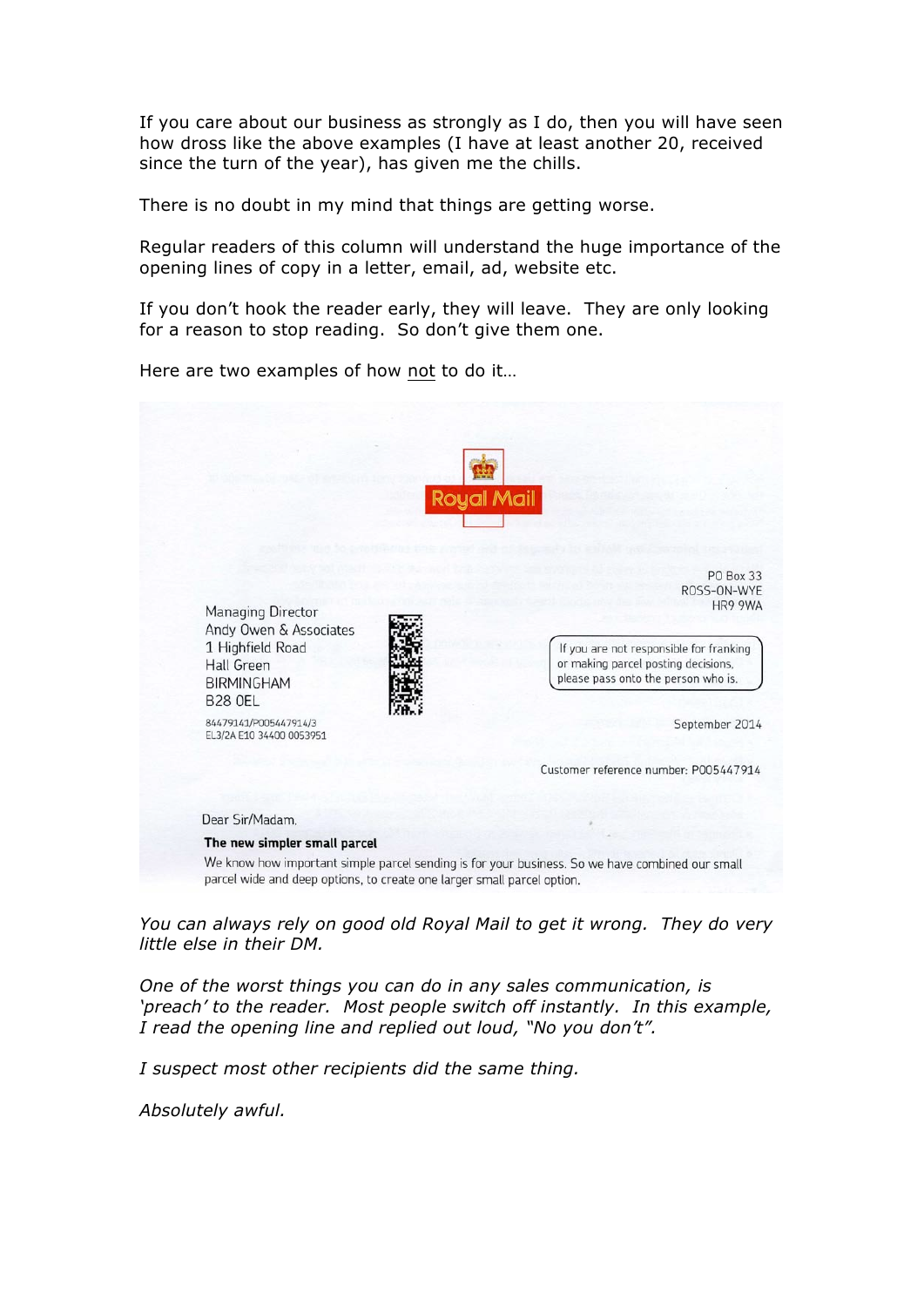If you care about our business as strongly as I do, then you will have seen how dross like the above examples (I have at least another 20, received since the turn of the year), has given me the chills.

There is no doubt in my mind that things are getting worse.

Regular readers of this column will understand the huge importance of the opening lines of copy in a letter, email, ad, website etc.

If you don't hook the reader early, they will leave. They are only looking for a reason to stop reading. So don't give them one.

Here are two examples of how <u>not</u> to do it…

Royal Mail

PO Box 33
ROSS-ON-WYE
HR9 9WA

Managing Director
Andy Owen & Associates
1 Highfield Road
Hall Green
BIRMINGHAM
B28 0EL

84479141/P005447914/3
EL3/2A E10 34400 0053951

If you are not responsible for franking or making parcel posting decisions, please pass onto the person who is.

September 2014

Customer reference number: P005447914

Dear Sir/Madam,

**The new simpler small parcel**

We know how important simple parcel sending is for your business. So we have combined our small parcel wide and deep options, to create one larger small parcel option.

*You can always rely on good old Royal Mail to get it wrong. They do very little else in their DM.*

*One of the worst things you can do in any sales communication, is 'preach' to the reader. Most people switch off instantly. In this example, I read the opening line and replied out loud, "No you don't".*

*I suspect most other recipients did the same thing.*

*Absolutely awful.*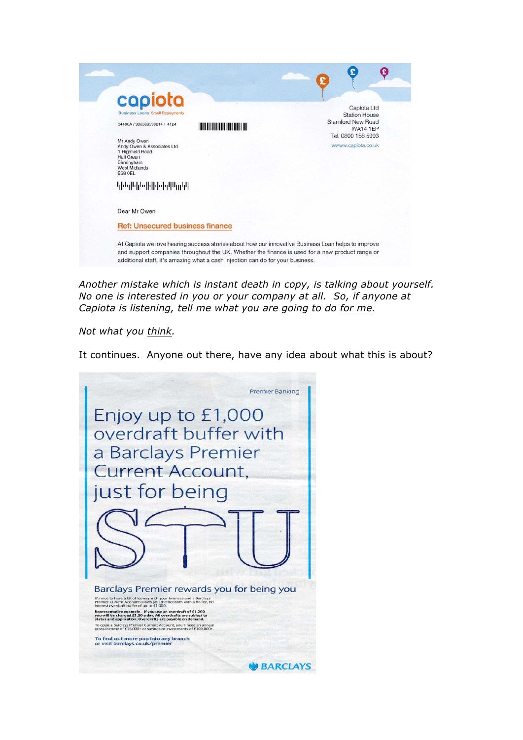capiota

Business Loans Small Repayments

34400A / 906569599214 / 4124

Mr Andy Owen
Andy Owen & Associates Ltd
1 Highfield Road
Hall Green
Birmingham
West Midlands
B28 0EL

Capiota Ltd
Station House
Stamford New Road
WA14 1EP
Tel. 0800 158 5993
www.capiota.co.uk

Dear Mr Owen

**Ref: Unsecured business finance**

At Capiota we love hearing success stories about how our innovative Business Loan helps to improve and support companies throughout the UK. Whether the finance is used for a new product range or additional staff, it's amazing what a cash injection can do for your business.

*Another mistake which is instant death in copy, is talking about yourself. No one is interested in you or your company at all. So, if anyone at Capiota is listening, tell me what you are going to do for me.*

*Not what you think.*

It continues. Anyone out there, have any idea about what this is about?

Premier Banking

Enjoy up to £1,000 overdraft buffer with a Barclays Premier Current Account, just for being

S U

Barclays Premier rewards you for being you

It's nice to have a bit of leeway with your finances and a Barclays Premier Current Account allows you the freedom with a no fee, no interest overdraft buffer of up to £1,000.

**Representative example – If you use an overdraft of £1,200 you will be charged £1.50 a day. All overdrafts are subject to status and application. Overdrafts are payable on demand.**

To open a Barclays Premier Current Account, you'll need an annual gross income of £75,000+ or savings or investments of £100,000+.

**To find out more pop into any branch or visit barclays.co.uk/premier**

BARCLAYS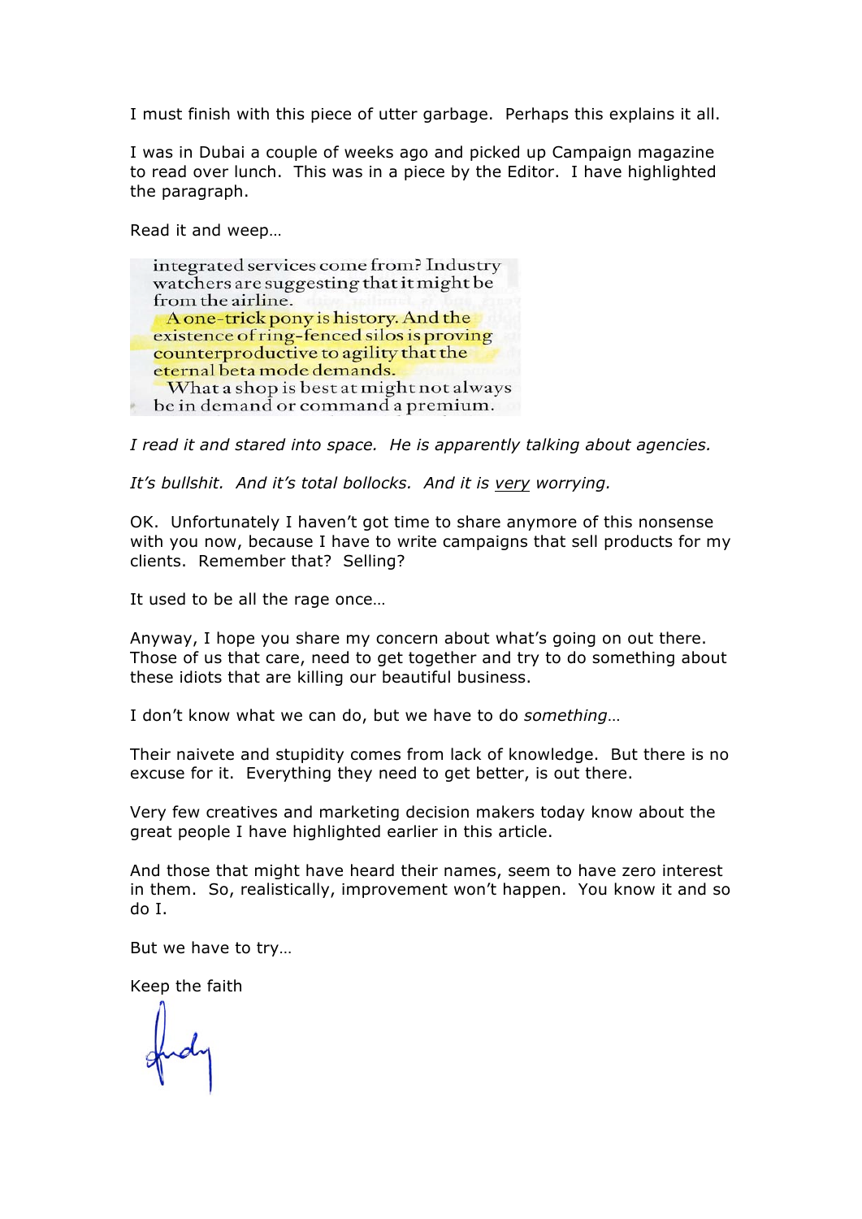I must finish with this piece of utter garbage. Perhaps this explains it all.

I was in Dubai a couple of weeks ago and picked up Campaign magazine to read over lunch. This was in a piece by the Editor. I have highlighted the paragraph.

Read it and weep…

integrated services come from? Industry watchers are suggesting that it might be from the airline.

A one-trick pony is history. And the existence of ring-fenced silos is proving counterproductive to agility that the eternal beta mode demands.

What a shop is best at might not always be in demand or command a premium.

*I read it and stared into space. He is apparently talking about agencies.*

*It's bullshit. And it's total bollocks. And it is very worrying.*

OK. Unfortunately I haven't got time to share anymore of this nonsense with you now, because I have to write campaigns that sell products for my clients. Remember that? Selling?

It used to be all the rage once…

Anyway, I hope you share my concern about what's going on out there. Those of us that care, need to get together and try to do something about these idiots that are killing our beautiful business.

I don't know what we can do, but we have to do *something*…

Their naivete and stupidity comes from lack of knowledge. But there is no excuse for it. Everything they need to get better, is out there.

Very few creatives and marketing decision makers today know about the great people I have highlighted earlier in this article.

And those that might have heard their names, seem to have zero interest in them. So, realistically, improvement won't happen. You know it and so do I.

But we have to try…

Keep the faith

Andy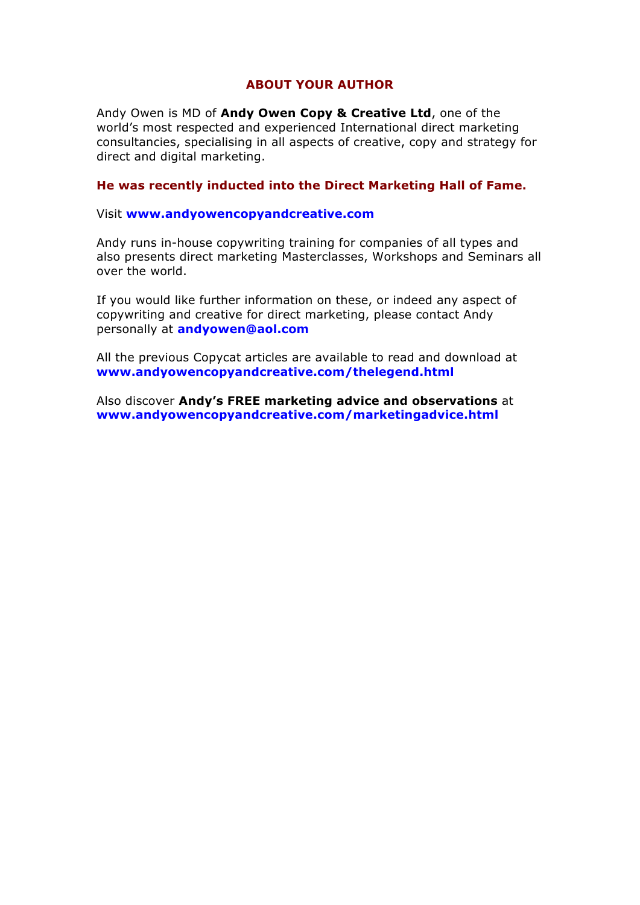## ABOUT YOUR AUTHOR

Andy Owen is MD of **Andy Owen Copy & Creative Ltd**, one of the world's most respected and experienced International direct marketing consultancies, specialising in all aspects of creative, copy and strategy for direct and digital marketing.

**He was recently inducted into the Direct Marketing Hall of Fame.**

Visit **www.andyowencopyandcreative.com**

Andy runs in-house copywriting training for companies of all types and also presents direct marketing Masterclasses, Workshops and Seminars all over the world.

If you would like further information on these, or indeed any aspect of copywriting and creative for direct marketing, please contact Andy personally at **andyowen@aol.com**

All the previous Copycat articles are available to read and download at **www.andyowencopyandcreative.com/thelegend.html**

Also discover **Andy's FREE marketing advice and observations** at **www.andyowencopyandcreative.com/marketingadvice.html**